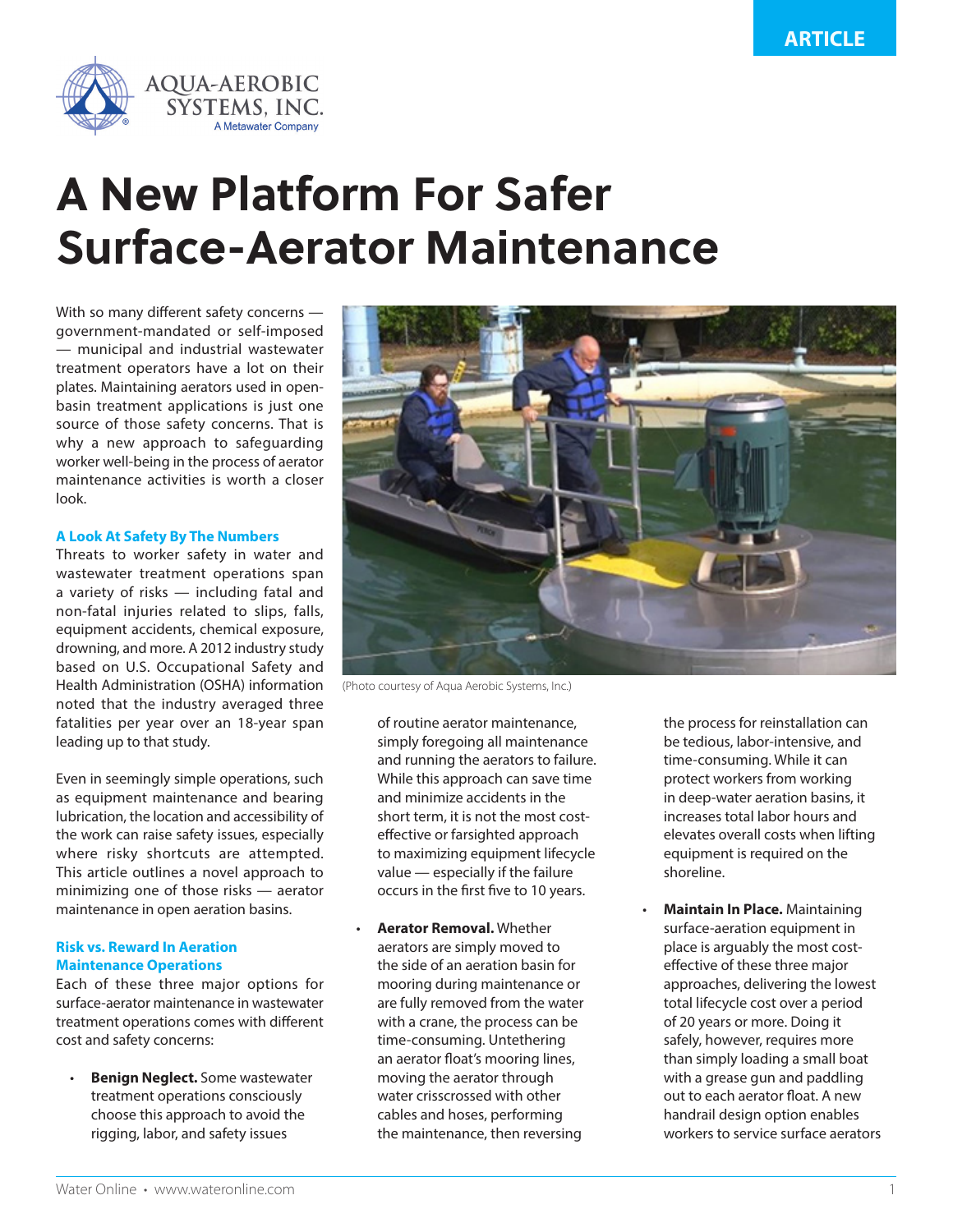ARTICLE

AQUA-AEROBIC SYSTEMS, INC.
A Metawater Company

# A New Platform For Safer Surface-Aerator Maintenance

With so many different safety concerns — government-mandated or self-imposed — municipal and industrial wastewater treatment operators have a lot on their plates. Maintaining aerators used in open-basin treatment applications is just one source of those safety concerns. That is why a new approach to safeguarding worker well-being in the process of aerator maintenance activities is worth a closer look.

### A Look At Safety By The Numbers

Threats to worker safety in water and wastewater treatment operations span a variety of risks — including fatal and non-fatal injuries related to slips, falls, equipment accidents, chemical exposure, drowning, and more. A 2012 industry study based on U.S. Occupational Safety and Health Administration (OSHA) information noted that the industry averaged three fatalities per year over an 18-year span leading up to that study.

Even in seemingly simple operations, such as equipment maintenance and bearing lubrication, the location and accessibility of the work can raise safety issues, especially where risky shortcuts are attempted. This article outlines a novel approach to minimizing one of those risks — aerator maintenance in open aeration basins.

### Risk vs. Reward In Aeration Maintenance Operations

Each of these three major options for surface-aerator maintenance in wastewater treatment operations comes with different cost and safety concerns:

- **Benign Neglect.** Some wastewater treatment operations consciously choose this approach to avoid the rigging, labor, and safety issues of routine aerator maintenance, simply foregoing all maintenance and running the aerators to failure. While this approach can save time and minimize accidents in the short term, it is not the most cost-effective or farsighted approach to maximizing equipment lifecycle value — especially if the failure occurs in the first five to 10 years.

- **Aerator Removal.** Whether aerators are simply moved to the side of an aeration basin for mooring during maintenance or are fully removed from the water with a crane, the process can be time-consuming. Untethering an aerator float's mooring lines, moving the aerator through water crisscrossed with other cables and hoses, performing the maintenance, then reversing the process for reinstallation can be tedious, labor-intensive, and time-consuming. While it can protect workers from working in deep-water aeration basins, it increases total labor hours and elevates overall costs when lifting equipment is required on the shoreline.

- **Maintain In Place.** Maintaining surface-aeration equipment in place is arguably the most cost-effective of these three major approaches, delivering the lowest total lifecycle cost over a period of 20 years or more. Doing it safely, however, requires more than simply loading a small boat with a grease gun and paddling out to each aerator float. A new handrail design option enables workers to service surface aerators

(Photo courtesy of Aqua Aerobic Systems, Inc.)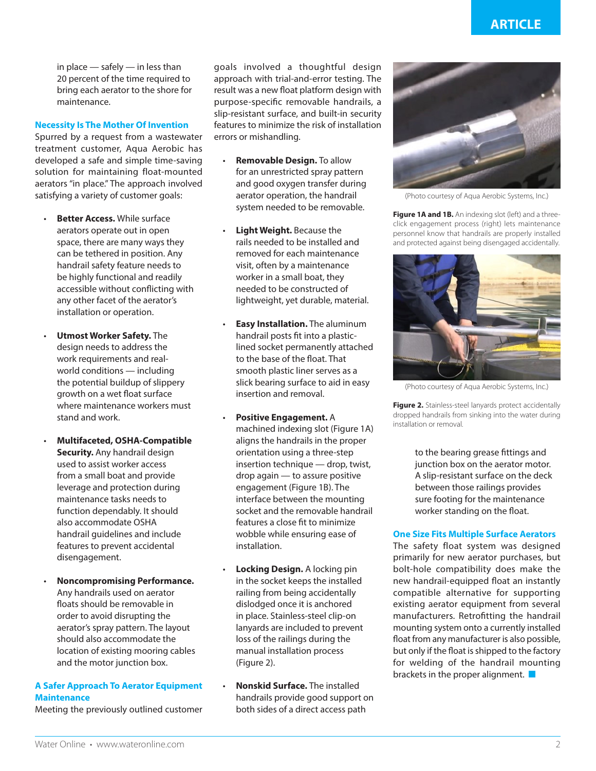in place — safely — in less than 20 percent of the time required to bring each aerator to the shore for maintenance.

### Necessity Is The Mother Of Invention

Spurred by a request from a wastewater treatment customer, Aqua Aerobic has developed a safe and simple time-saving solution for maintaining float-mounted aerators "in place." The approach involved satisfying a variety of customer goals:

- **Better Access.** While surface aerators operate out in open space, there are many ways they can be tethered in position. Any handrail safety feature needs to be highly functional and readily accessible without conflicting with any other facet of the aerator's installation or operation.
- **Utmost Worker Safety.** The design needs to address the work requirements and real-world conditions — including the potential buildup of slippery growth on a wet float surface where maintenance workers must stand and work.
- **Multifaceted, OSHA-Compatible Security.** Any handrail design used to assist worker access from a small boat and provide leverage and protection during maintenance tasks needs to function dependably. It should also accommodate OSHA handrail guidelines and include features to prevent accidental disengagement.
- **Noncompromising Performance.** Any handrails used on aerator floats should be removable in order to avoid disrupting the aerator's spray pattern. The layout should also accommodate the location of existing mooring cables and the motor junction box.

### A Safer Approach To Aerator Equipment Maintenance

Meeting the previously outlined customer goals involved a thoughtful design approach with trial-and-error testing. The result was a new float platform design with purpose-specific removable handrails, a slip-resistant surface, and built-in security features to minimize the risk of installation errors or mishandling.

- **Removable Design.** To allow for an unrestricted spray pattern and good oxygen transfer during aerator operation, the handrail system needed to be removable.
- **Light Weight.** Because the rails needed to be installed and removed for each maintenance visit, often by a maintenance worker in a small boat, they needed to be constructed of lightweight, yet durable, material.
- **Easy Installation.** The aluminum handrail posts fit into a plastic-lined socket permanently attached to the base of the float. That smooth plastic liner serves as a slick bearing surface to aid in easy insertion and removal.
- **Positive Engagement.** A machined indexing slot (Figure 1A) aligns the handrails in the proper orientation using a three-step insertion technique — drop, twist, drop again — to assure positive engagement (Figure 1B). The interface between the mounting socket and the removable handrail features a close fit to minimize wobble while ensuring ease of installation.
- **Locking Design.** A locking pin in the socket keeps the installed railing from being accidentally dislodged once it is anchored in place. Stainless-steel clip-on lanyards are included to prevent loss of the railings during the manual installation process (Figure 2).
- **Nonskid Surface.** The installed handrails provide good support on both sides of a direct access path to the bearing grease fittings and junction box on the aerator motor. A slip-resistant surface on the deck between those railings provides sure footing for the maintenance worker standing on the float.

(Photo courtesy of Aqua Aerobic Systems, Inc.)

**Figure 1A and 1B.** An indexing slot (left) and a three-click engagement process (right) lets maintenance personnel know that handrails are properly installed and protected against being disengaged accidentally.

(Photo courtesy of Aqua Aerobic Systems, Inc.)

**Figure 2.** Stainless-steel lanyards protect accidentally dropped handrails from sinking into the water during installation or removal.

### One Size Fits Multiple Surface Aerators

The safety float system was designed primarily for new aerator purchases, but bolt-hole compatibility does make the new handrail-equipped float an instantly compatible alternative for supporting existing aerator equipment from several manufacturers. Retrofitting the handrail mounting system onto a currently installed float from any manufacturer is also possible, but only if the float is shipped to the factory for welding of the handrail mounting brackets in the proper alignment. ■